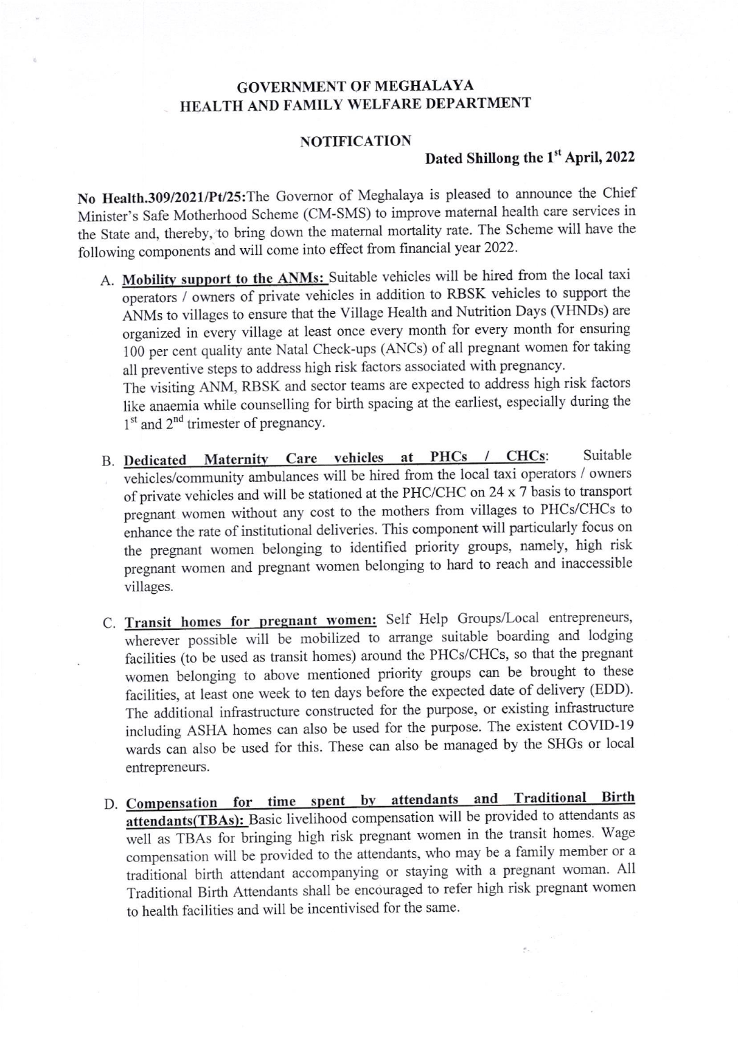**GOVERNMENT OF MEGHALAYA**
**HEALTH AND FAMILY WELFARE DEPARTMENT**

**NOTIFICATION**

**Dated Shillong the 1st April, 2022**

**No Health.309/2021/Pt/25:** The Governor of Meghalaya is pleased to announce the Chief Minister's Safe Motherhood Scheme (CM-SMS) to improve maternal health care services in the State and, thereby, to bring down the maternal mortality rate. The Scheme will have the following components and will come into effect from financial year 2022.

A. **Mobility support to the ANMs:** Suitable vehicles will be hired from the local taxi operators / owners of private vehicles in addition to RBSK vehicles to support the ANMs to villages to ensure that the Village Health and Nutrition Days (VHNDs) are organized in every village at least once every month for every month for ensuring 100 per cent quality ante Natal Check-ups (ANCs) of all pregnant women for taking all preventive steps to address high risk factors associated with pregnancy.
   The visiting ANM, RBSK and sector teams are expected to address high risk factors like anaemia while counselling for birth spacing at the earliest, especially during the 1st and 2nd trimester of pregnancy.

B. **Dedicated Maternity Care vehicles at PHCs / CHCs**: Suitable vehicles/community ambulances will be hired from the local taxi operators / owners of private vehicles and will be stationed at the PHC/CHC on 24 x 7 basis to transport pregnant women without any cost to the mothers from villages to PHCs/CHCs to enhance the rate of institutional deliveries. This component will particularly focus on the pregnant women belonging to identified priority groups, namely, high risk pregnant women and pregnant women belonging to hard to reach and inaccessible villages.

C. **Transit homes for pregnant women:** Self Help Groups/Local entrepreneurs, wherever possible will be mobilized to arrange suitable boarding and lodging facilities (to be used as transit homes) around the PHCs/CHCs, so that the pregnant women belonging to above mentioned priority groups can be brought to these facilities, at least one week to ten days before the expected date of delivery (EDD). The additional infrastructure constructed for the purpose, or existing infrastructure including ASHA homes can also be used for the purpose. The existent COVID-19 wards can also be used for this. These can also be managed by the SHGs or local entrepreneurs.

D. **Compensation for time spent by attendants and Traditional Birth attendants(TBAs):** Basic livelihood compensation will be provided to attendants as well as TBAs for bringing high risk pregnant women in the transit homes. Wage compensation will be provided to the attendants, who may be a family member or a traditional birth attendant accompanying or staying with a pregnant woman. All Traditional Birth Attendants shall be encouraged to refer high risk pregnant women to health facilities and will be incentivised for the same.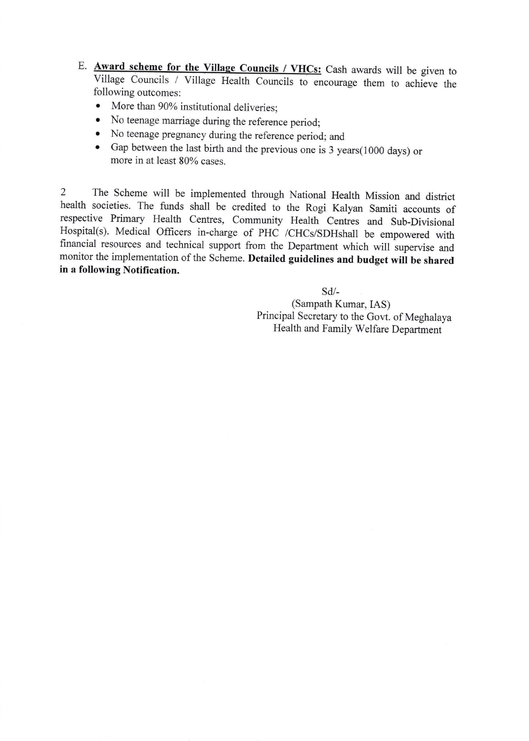E. **<u>Award scheme for the Village Councils / VHCs:</u>** Cash awards will be given to Village Councils / Village Health Councils to encourage them to achieve the following outcomes:

- More than 90% institutional deliveries;
- No teenage marriage during the reference period;
- No teenage pregnancy during the reference period; and
- Gap between the last birth and the previous one is 3 years(1000 days) or more in at least 80% cases.

2 The Scheme will be implemented through National Health Mission and district health societies. The funds shall be credited to the Rogi Kalyan Samiti accounts of respective Primary Health Centres, Community Health Centres and Sub-Divisional Hospital(s). Medical Officers in-charge of PHC /CHCs/SDHshall be empowered with financial resources and technical support from the Department which will supervise and monitor the implementation of the Scheme. **Detailed guidelines and budget will be shared in a following Notification.**

Sd/-

(Sampath Kumar, IAS)

Principal Secretary to the Govt. of Meghalaya

Health and Family Welfare Department